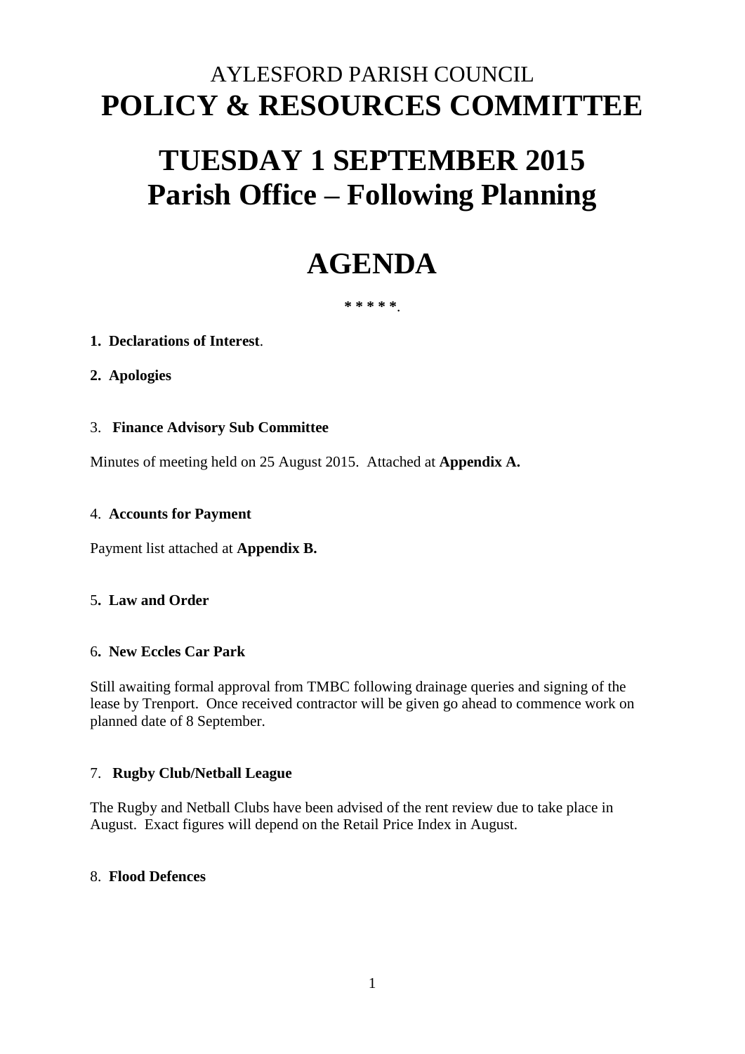# AYLESFORD PARISH COUNCIL
# POLICY & RESOURCES COMMITTEE

# TUESDAY 1 SEPTEMBER 2015
# Parish Office – Following Planning

# AGENDA

**\* \* \* \* \***.

**1. Declarations of Interest**.

**2. Apologies**

3. **Finance Advisory Sub Committee**

Minutes of meeting held on 25 August 2015. Attached at **Appendix A.**

4. **Accounts for Payment**

Payment list attached at **Appendix B.**

5**. Law and Order**

6**. New Eccles Car Park**

Still awaiting formal approval from TMBC following drainage queries and signing of the lease by Trenport. Once received contractor will be given go ahead to commence work on planned date of 8 September.

7. **Rugby Club/Netball League**

The Rugby and Netball Clubs have been advised of the rent review due to take place in August. Exact figures will depend on the Retail Price Index in August.

8. **Flood Defences**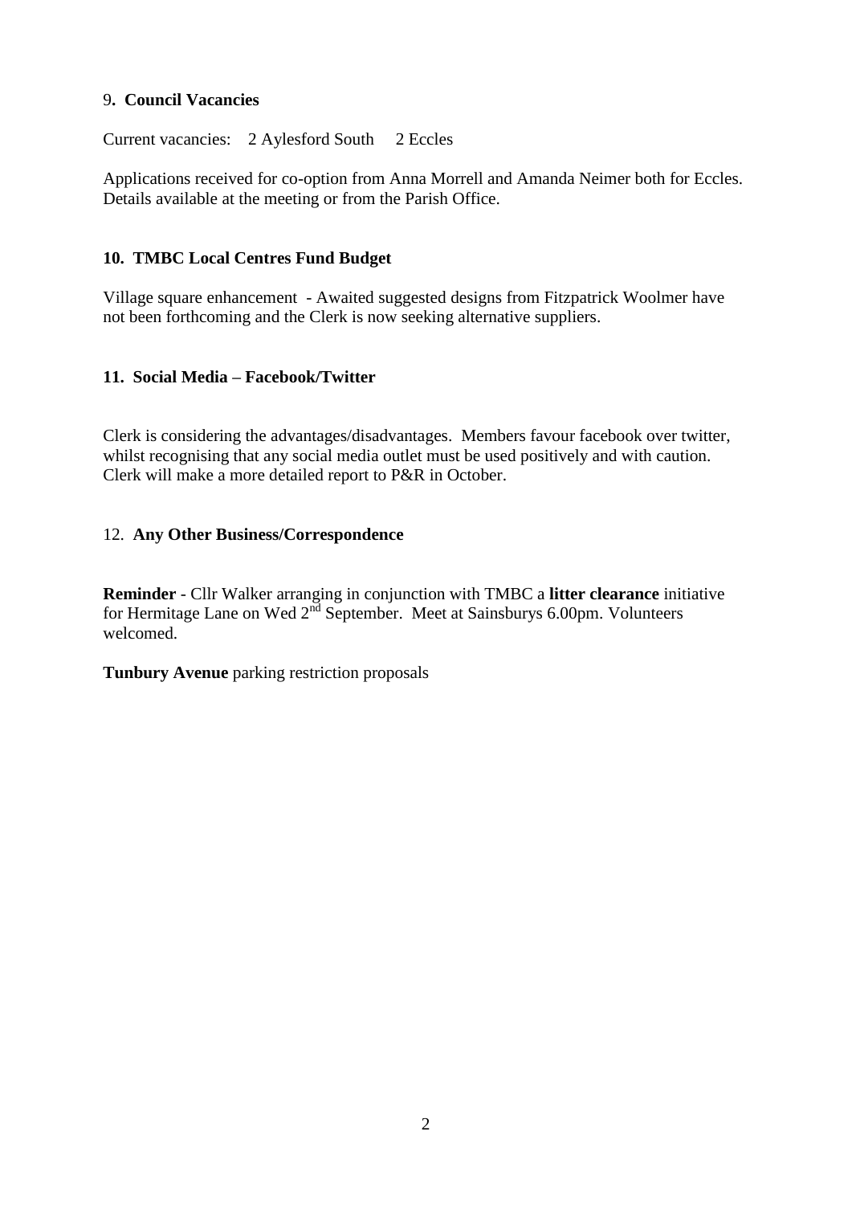9**. Council Vacancies**

Current vacancies: 2 Aylesford South 2 Eccles

Applications received for co-option from Anna Morrell and Amanda Neimer both for Eccles. Details available at the meeting or from the Parish Office.

**10. TMBC Local Centres Fund Budget**

Village square enhancement - Awaited suggested designs from Fitzpatrick Woolmer have not been forthcoming and the Clerk is now seeking alternative suppliers.

**11. Social Media – Facebook/Twitter**

Clerk is considering the advantages/disadvantages. Members favour facebook over twitter, whilst recognising that any social media outlet must be used positively and with caution. Clerk will make a more detailed report to P&R in October.

12. **Any Other Business/Correspondence**

**Reminder** - Cllr Walker arranging in conjunction with TMBC a **litter clearance** initiative for Hermitage Lane on Wed 2nd September. Meet at Sainsburys 6.00pm. Volunteers welcomed.

**Tunbury Avenue** parking restriction proposals